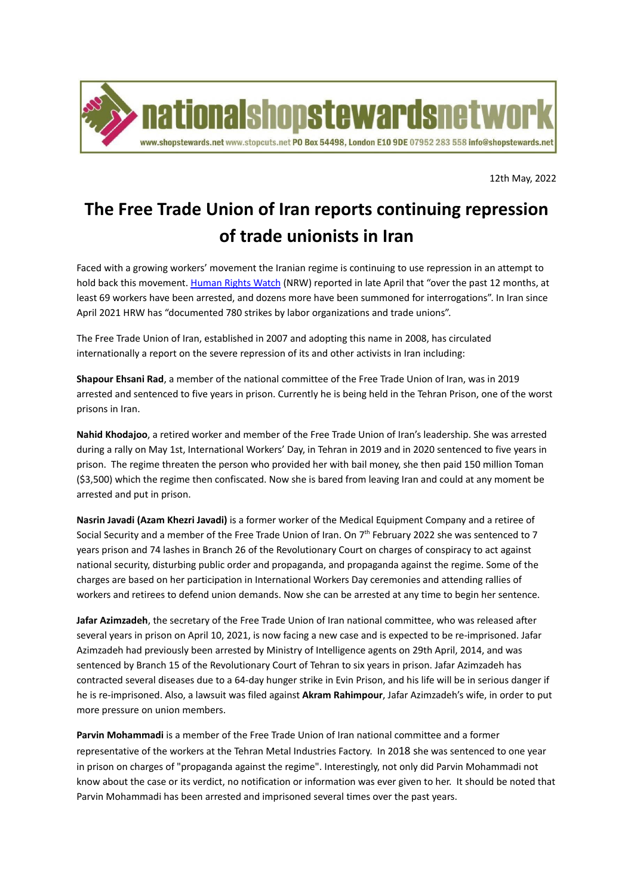nationalshopstewardsnetwork

www.shopstewards.net www.stopcuts.net PO Box 54498, London E10 9DE 07952 283 558 info@shopstewards.net

12th May, 2022

# The Free Trade Union of Iran reports continuing repression of trade unionists in Iran

Faced with a growing workers' movement the Iranian regime is continuing to use repression in an attempt to hold back this movement. Human Rights Watch (NRW) reported in late April that "over the past 12 months, at least 69 workers have been arrested, and dozens more have been summoned for interrogations". In Iran since April 2021 HRW has "documented 780 strikes by labor organizations and trade unions".

The Free Trade Union of Iran, established in 2007 and adopting this name in 2008, has circulated internationally a report on the severe repression of its and other activists in Iran including:

**Shapour Ehsani Rad**, a member of the national committee of the Free Trade Union of Iran, was in 2019 arrested and sentenced to five years in prison. Currently he is being held in the Tehran Prison, one of the worst prisons in Iran.

**Nahid Khodajoo**, a retired worker and member of the Free Trade Union of Iran's leadership. She was arrested during a rally on May 1st, International Workers' Day, in Tehran in 2019 and in 2020 sentenced to five years in prison. The regime threaten the person who provided her with bail money, she then paid 150 million Toman ($3,500) which the regime then confiscated. Now she is bared from leaving Iran and could at any moment be arrested and put in prison.

**Nasrin Javadi (Azam Khezri Javadi)** is a former worker of the Medical Equipment Company and a retiree of Social Security and a member of the Free Trade Union of Iran. On 7th February 2022 she was sentenced to 7 years prison and 74 lashes in Branch 26 of the Revolutionary Court on charges of conspiracy to act against national security, disturbing public order and propaganda, and propaganda against the regime. Some of the charges are based on her participation in International Workers Day ceremonies and attending rallies of workers and retirees to defend union demands. Now she can be arrested at any time to begin her sentence.

**Jafar Azimzadeh**, the secretary of the Free Trade Union of Iran national committee, who was released after several years in prison on April 10, 2021, is now facing a new case and is expected to be re-imprisoned. Jafar Azimzadeh had previously been arrested by Ministry of Intelligence agents on 29th April, 2014, and was sentenced by Branch 15 of the Revolutionary Court of Tehran to six years in prison. Jafar Azimzadeh has contracted several diseases due to a 64-day hunger strike in Evin Prison, and his life will be in serious danger if he is re-imprisoned. Also, a lawsuit was filed against **Akram Rahimpour**, Jafar Azimzadeh's wife, in order to put more pressure on union members.

**Parvin Mohammadi** is a member of the Free Trade Union of Iran national committee and a former representative of the workers at the Tehran Metal Industries Factory. In 2018 she was sentenced to one year in prison on charges of "propaganda against the regime". Interestingly, not only did Parvin Mohammadi not know about the case or its verdict, no notification or information was ever given to her. It should be noted that Parvin Mohammadi has been arrested and imprisoned several times over the past years.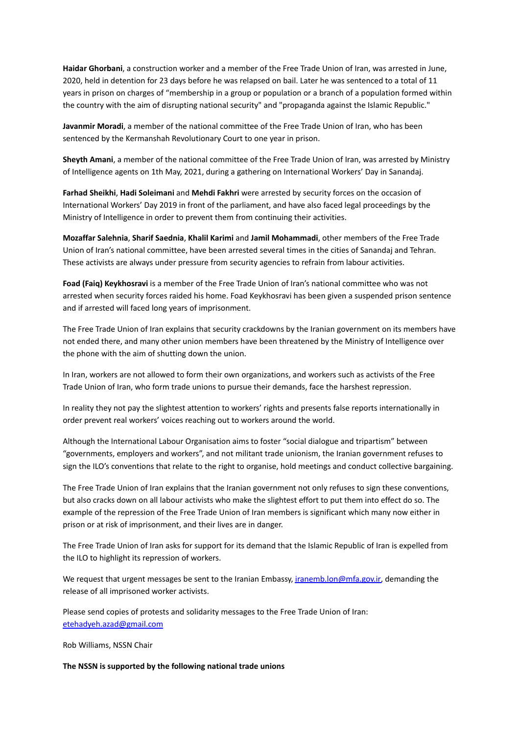**Haidar Ghorbani**, a construction worker and a member of the Free Trade Union of Iran, was arrested in June, 2020, held in detention for 23 days before he was relapsed on bail. Later he was sentenced to a total of 11 years in prison on charges of "membership in a group or population or a branch of a population formed within the country with the aim of disrupting national security" and "propaganda against the Islamic Republic."

**Javanmir Moradi**, a member of the national committee of the Free Trade Union of Iran, who has been sentenced by the Kermanshah Revolutionary Court to one year in prison.

**Sheyth Amani**, a member of the national committee of the Free Trade Union of Iran, was arrested by Ministry of Intelligence agents on 1th May, 2021, during a gathering on International Workers' Day in Sanandaj.

**Farhad Sheikhi**, **Hadi Soleimani** and **Mehdi Fakhri** were arrested by security forces on the occasion of International Workers' Day 2019 in front of the parliament, and have also faced legal proceedings by the Ministry of Intelligence in order to prevent them from continuing their activities.

**Mozaffar Salehnia**, **Sharif Saednia**, **Khalil Karimi** and **Jamil Mohammadi**, other members of the Free Trade Union of Iran's national committee, have been arrested several times in the cities of Sanandaj and Tehran. These activists are always under pressure from security agencies to refrain from labour activities.

**Foad (Faiq) Keykhosravi** is a member of the Free Trade Union of Iran's national committee who was not arrested when security forces raided his home. Foad Keykhosravi has been given a suspended prison sentence and if arrested will faced long years of imprisonment.

The Free Trade Union of Iran explains that security crackdowns by the Iranian government on its members have not ended there, and many other union members have been threatened by the Ministry of Intelligence over the phone with the aim of shutting down the union.

In Iran, workers are not allowed to form their own organizations, and workers such as activists of the Free Trade Union of Iran, who form trade unions to pursue their demands, face the harshest repression.

In reality they not pay the slightest attention to workers' rights and presents false reports internationally in order prevent real workers' voices reaching out to workers around the world.

Although the International Labour Organisation aims to foster "social dialogue and tripartism" between "governments, employers and workers", and not militant trade unionism, the Iranian government refuses to sign the ILO's conventions that relate to the right to organise, hold meetings and conduct collective bargaining.

The Free Trade Union of Iran explains that the Iranian government not only refuses to sign these conventions, but also cracks down on all labour activists who make the slightest effort to put them into effect do so. The example of the repression of the Free Trade Union of Iran members is significant which many now either in prison or at risk of imprisonment, and their lives are in danger.

The Free Trade Union of Iran asks for support for its demand that the Islamic Republic of Iran is expelled from the ILO to highlight its repression of workers.

We request that urgent messages be sent to the Iranian Embassy, iranemb.lon@mfa.gov.ir, demanding the release of all imprisoned worker activists.

Please send copies of protests and solidarity messages to the Free Trade Union of Iran: etehadyeh.azad@gmail.com

Rob Williams, NSSN Chair

**The NSSN is supported by the following national trade unions**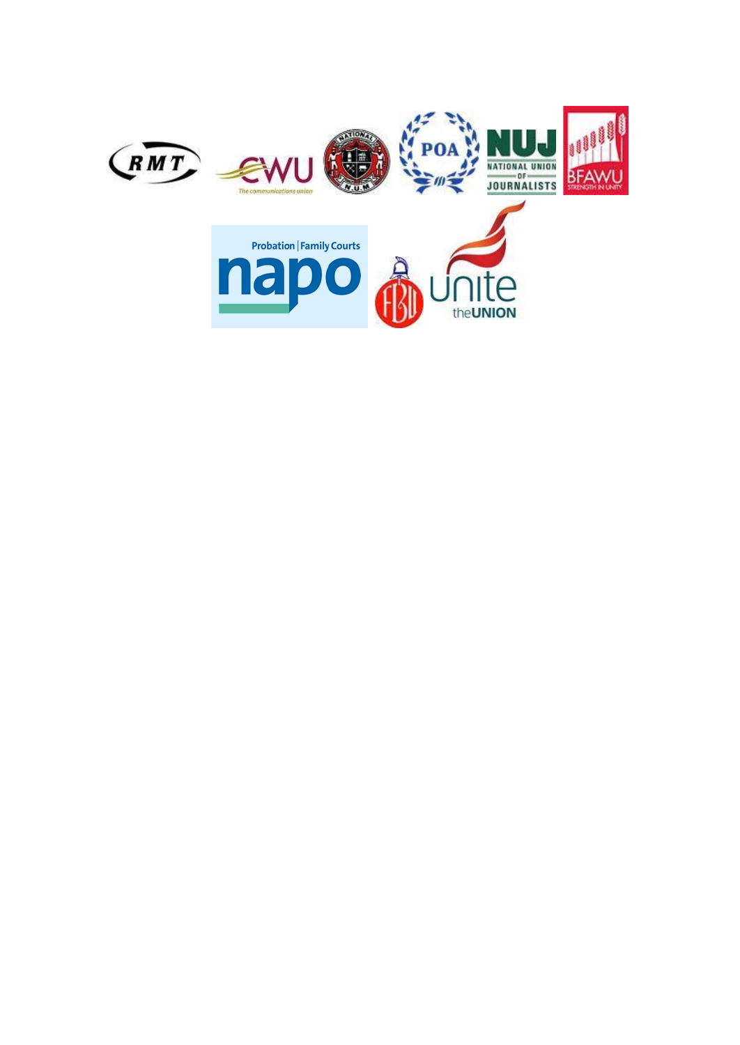RMT

CWU The communications union

NATIONAL N.U.M.

POA

NUJ NATIONAL UNION OF JOURNALISTS

BFAWU STRENGTH IN UNITY

Probation | Family Courts napo

FBU

unite theUNION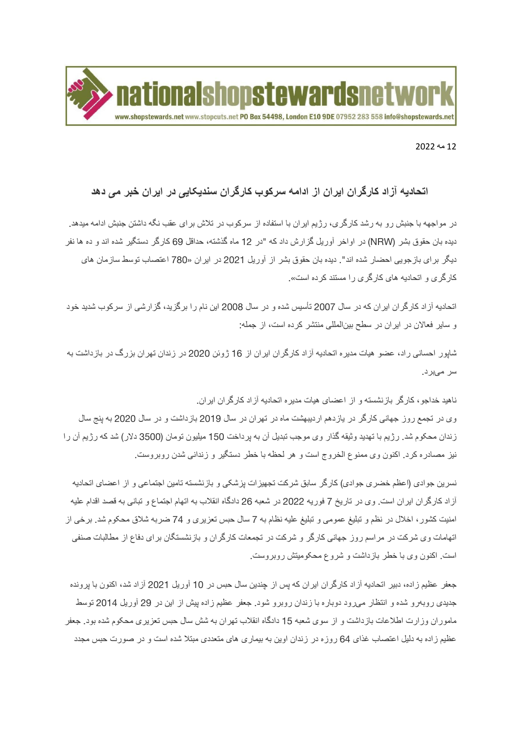12 مه 2022

## اتحادیه آزاد کارگران ایران از ادامه سرکوب کارگران سندیکایی در ایران خبر می دهد

در مواجهه با جنبش رو به رشد کارگری، رژیم ایران با استفاده از سرکوب در تلاش برای عقب نگه داشتن جنبش ادامه میدهد. دیده بان حقوق بشر (NRW) در اواخر آوریل گزارش داد که "در 12 ماه گذشته، حداقل 69 کارگر دستگیر شده اند و ده ها نفر دیگر برای بازجویی احضار شده اند". دیده بان حقوق بشر از آوریل 2021 در ایران «780 اعتصاب توسط سازمان های کارگری و اتحادیه های کارگری را مستند کرده است».

اتحادیه آزاد کارگران ایران که در سال 2007 تأسیس شده و در سال 2008 این نام را برگزید، گزارشی از سرکوب شدید خود و سایر فعالان در ایران در سطح بین‌المللی منتشر کرده است، از جمله:

شاپور احسانی راد، عضو هیات مدیره اتحادیه آزاد کارگران ایران از 16 ژوئن 2020 در زندان تهران بزرگ در بازداشت به سر می‌برد.

ناهید خداجو، کارگر بازنشسته و از اعضای هیات مدیره اتحادیه آزاد کارگران ایران.
وی در تجمع روز جهانی کارگر در یازدهم اردیبهشت ماه در تهران در سال 2019 بازداشت و در سال 2020 به پنج سال زندان محکوم شد. رژیم با تهدید وثیقه گذار وی موجب تبدیل آن به پرداخت 150 میلیون تومان (3500 دلار) شد که رژیم آن را نیز مصادره کرد. اکنون وی ممنوع الخروج است و هر لحظه با خطر دستگیر و زندانی شدن روبروست.

نسرین جوادی (اعظم خضری جوادی) کارگر سابق شرکت تجهیزات پزشکی و بازنشسته تامین اجتماعی و از اعضای اتحادیه آزاد کارگران ایران است. وی در تاریخ 7 فوریه 2022 در شعبه 26 دادگاه انقلاب به اتهام اجتماع و تبانی به قصد اقدام علیه امنیت کشور، اخلال در نظم و تبلیغ عمومی و تبلیغ علیه نظام به 7 سال حبس تعزیری و 74 ضربه شلاق محکوم شد. برخی از اتهامات وی شرکت در مراسم روز جهانی کارگر و شرکت در تجمعات کارگران و بازنشستگان برای دفاع از مطالبات صنفی است. اکنون وی با خطر بازداشت و شروع محکومیتش روبروست.

جعفر عظیم زاده، دبیر اتحادیه آزاد کارگران ایران که پس از چندین سال حبس در 10 آوریل 2021 آزاد شد، اکنون با پرونده جدیدی روبه‌رو شده و انتظار می‌رود دوباره با زندان روبرو شود. جعفر عظیم زاده پیش از این در 29 آوریل 2014 توسط ماموران وزارت اطلاعات بازداشت و از سوی شعبه 15 دادگاه انقلاب تهران به شش سال حبس تعزیری محکوم شده بود. جعفر عظیم زاده به دلیل اعتصاب غذای 64 روزه در زندان اوین به بیماری های متعددی مبتلا شده است و در صورت حبس مجدد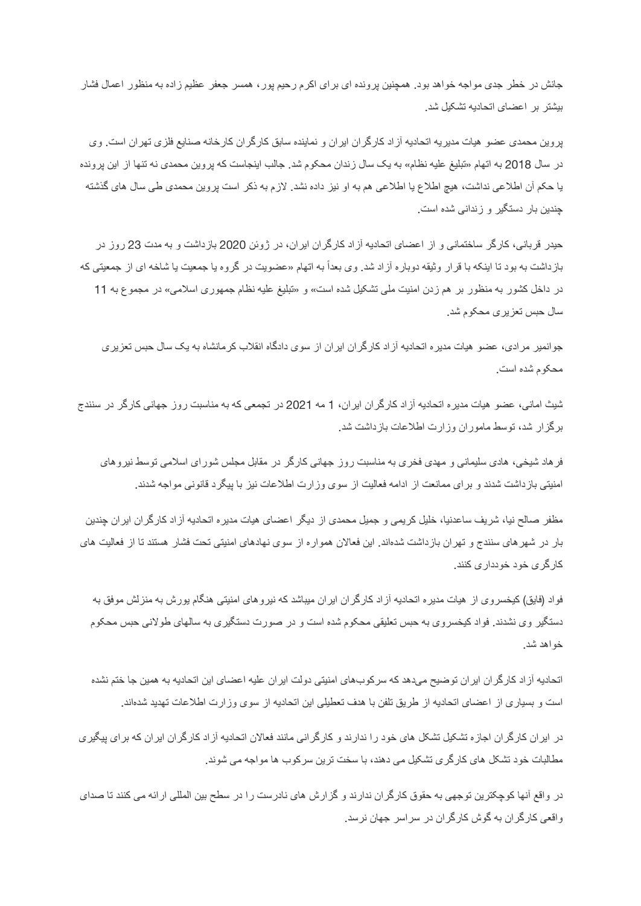جانش در خطر جدی مواجه خواهد بود. همچنین پرونده ای برای اکرم رحیم پور، همسر جعفر عظیم زاده به منظور اعمال فشار بیشتر بر اعضای اتحادیه تشکیل شد.

پروین محمدی عضو هیات مدیریه اتحادیه آزاد کارگران ایران و نماینده سابق کارگران کارخانه صنایع فلزی تهران است. وی در سال 2018 به اتهام «تبلیغ علیه نظام» به یک سال زندان محکوم شد. جالب اینجاست که پروین محمدی نه تنها از این پرونده یا حکم آن اطلاعی نداشت، هیچ اطلاع یا اطلاعی هم به او نیز داده نشد. لازم به ذکر است پروین محمدی طی سال های گذشته چندین بار دستگیر و زندانی شده است.

حیدر قربانی، کارگر ساختمانی و از اعضای اتحادیه آزاد کارگران ایران، در ژوئن 2020 بازداشت و به مدت 23 روز در بازداشت به بود تا اینکه با قرار وثیقه دوباره آزاد شد. وی بعداً به اتهام «عضویت در گروه یا جمعیت یا شاخه ای از جمعیتی که در داخل کشور به منظور بر هم زدن امنیت ملی تشکیل شده است» و «تبلیغ علیه نظام جمهوری اسلامی» در مجموع به 11 سال حبس تعزیری محکوم شد.

جوانمیر مرادی، عضو هیات مدیره اتحادیه آزاد کارگران ایران از سوی دادگاه انقلاب کرمانشاه به یک سال حبس تعزیری محکوم شده است.

شیث امانی، عضو هیات مدیره اتحادیه آزاد کارگران ایران، 1 مه 2021 در تجمعی که به مناسبت روز جهانی کارگر در سنندج برگزار شد، توسط ماموران وزارت اطلاعات بازداشت شد.

فرهاد شیخی، هادی سلیمانی و مهدی فخری به مناسبت روز جهانی کارگر در مقابل مجلس شورای اسلامی توسط نیروهای امنیتی بازداشت شدند و برای ممانعت از ادامه فعالیت از سوی وزارت اطلاعات نیز با پیگرد قانونی مواجه شدند.

مظفر صالح نیا، شریف ساعدنیا، خلیل کریمی و جمیل محمدی از دیگر اعضای هیات مدیره اتحادیه آزاد کارگران ایران چندین بار در شهرهای سنندج و تهران بازداشت شده‌اند. این فعالان همواره از سوی نهادهای امنیتی تحت فشار هستند تا از فعالیت های کارگری خود خودداری کنند.

فواد (فایق) کیخسروی از هیات مدیره اتحادیه آزاد کارگران ایران میباشد که نیروهای امنیتی هنگام یورش به منزلش موفق به دستگیر وی نشدند. فواد کیخسروی به حبس تعلیقی محکوم شده است و در صورت دستگیری به سالهای طولانی حبس محکوم خواهد شد.

اتحادیه آزاد کارگران ایران توضیح می‌دهد که سرکوب‌های امنیتی دولت ایران علیه اعضای این اتحادیه به همین جا ختم نشده است و بسیاری از اعضای اتحادیه از طریق تلفن با هدف تعطیلی این اتحادیه از سوی وزارت اطلاعات تهدید شده‌اند.

در ایران کارگران اجازه تشکل های خود را ندارند و کارگرانی مانند فعالان اتحادیه آزاد کارگران ایران که برای پیگیری مطالبات خود تشکل های کارگری تشکیل می دهند، با سخت ترین سرکوب ها مواجه می شوند.

در واقع آنها کوچکترین توجهی به حقوق کارگران ندارند و گزارش های نادرست را در سطح بین المللی ارائه می کنند تا صدای واقعی کارگران به گوش کارگران در سراسر جهان نرسد.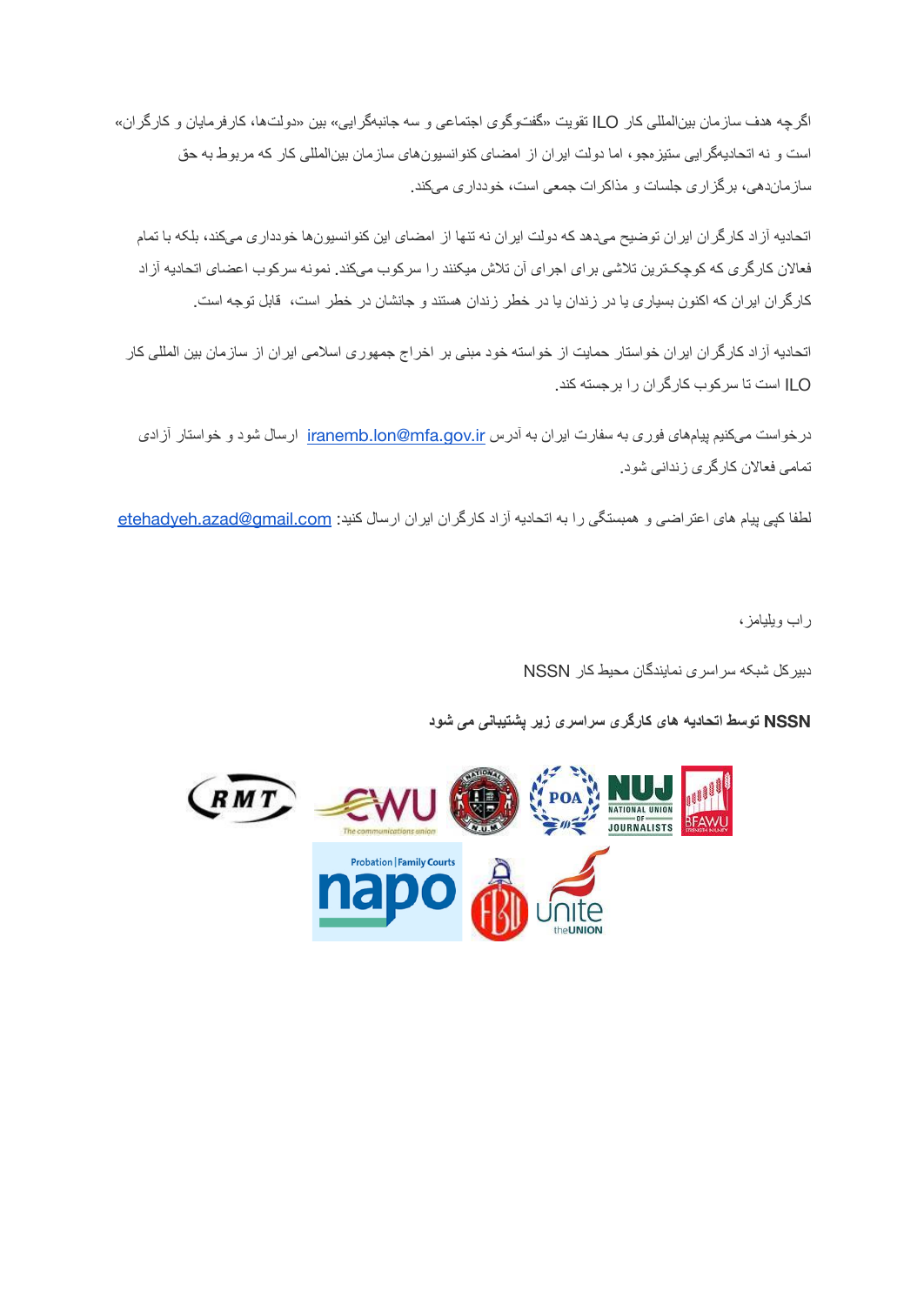اگرچه هدف سازمان بین‌المللی کار ILO تقویت «گفت‌وگوی اجتماعی و سه جانبه‌گرایی» بین «دولت‌ها، کارفرمایان و کارگران» است و نه اتحادیه‌گرایی ستیزه‌جو، اما دولت ایران از امضای کنوانسیون‌های سازمان بین‌المللی کار که مربوط به حق سازمان‌دهی، برگزاری جلسات و مذاکرات جمعی است، خودداری می‌کند.

اتحادیه آزاد کارگران ایران توضیح می‌دهد که دولت ایران نه تنها از امضای این کنوانسیون‌ها خودداری می‌کند، بلکه با تمام فعالان کارگری که کوچک‌ترین تلاشی برای اجرای آن تلاش میکنند را سرکوب می‌کند. نمونه سرکوب اعضای اتحادیه آزاد کارگران ایران که اکنون بسیاری یا در زندان یا در خطر زندان هستند و جانشان در خطر است، قابل توجه است.

اتحادیه آزاد کارگران ایران خواستار حمایت از خواسته خود مبنی بر اخراج جمهوری اسلامی ایران از سازمان بین المللی کار ILO است تا سرکوب کارگران را برجسته کند.

درخواست می‌کنیم پیام‌های فوری به سفارت ایران به آدرس iranemb.lon@mfa.gov.ir ارسال شود و خواستار آزادی تمامی فعالان کارگری زندانی شود.

لطفا کپی پیام های اعتراضی و همبستگی را به اتحادیه آزاد کارگران ایران ارسال کنید: etehadyeh.azad@gmail.com

راب ویلیامز،

دبیرکل شبکه سراسری نمایندگان محیط کار NSSN

**NSSN توسط اتحادیه های کارگری سراسری زیر پشتیبانی می شود**

RMT

CWU The communications union

N.U.M.

POA

NUJ NATIONAL UNION OF JOURNALISTS

BFAWU

Probation | Family Courts napo

FBU

unite theUNION